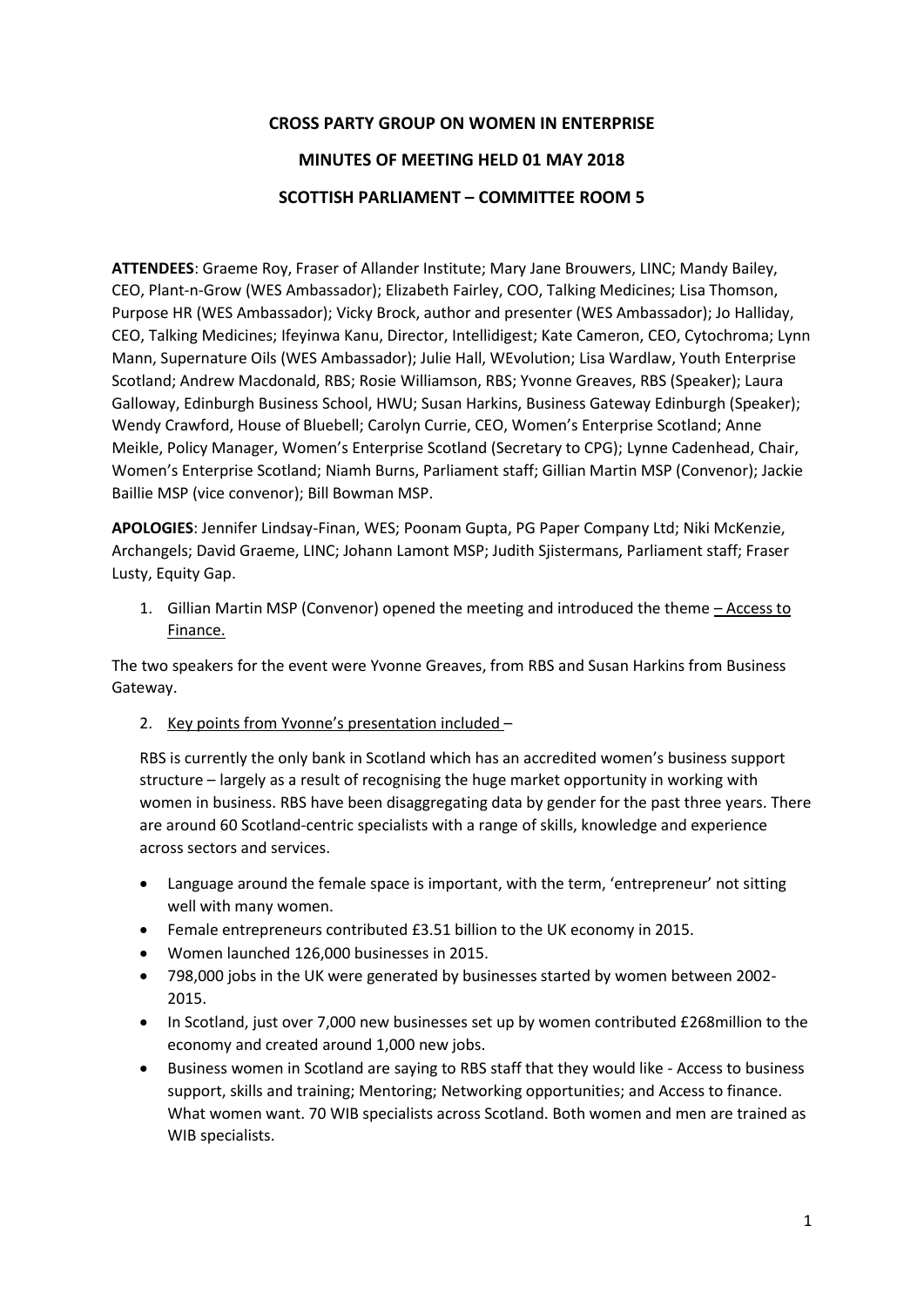**CROSS PARTY GROUP ON WOMEN IN ENTERPRISE**

**MINUTES OF MEETING HELD 01 MAY 2018**

**SCOTTISH PARLIAMENT – COMMITTEE ROOM 5**

**ATTENDEES**: Graeme Roy, Fraser of Allander Institute; Mary Jane Brouwers, LINC; Mandy Bailey, CEO, Plant-n-Grow (WES Ambassador); Elizabeth Fairley, COO, Talking Medicines; Lisa Thomson, Purpose HR (WES Ambassador); Vicky Brock, author and presenter (WES Ambassador); Jo Halliday, CEO, Talking Medicines; Ifeyinwa Kanu, Director, Intellidigest; Kate Cameron, CEO, Cytochroma; Lynn Mann, Supernature Oils (WES Ambassador); Julie Hall, WEvolution; Lisa Wardlaw, Youth Enterprise Scotland; Andrew Macdonald, RBS; Rosie Williamson, RBS; Yvonne Greaves, RBS (Speaker); Laura Galloway, Edinburgh Business School, HWU; Susan Harkins, Business Gateway Edinburgh (Speaker); Wendy Crawford, House of Bluebell; Carolyn Currie, CEO, Women's Enterprise Scotland; Anne Meikle, Policy Manager, Women's Enterprise Scotland (Secretary to CPG); Lynne Cadenhead, Chair, Women's Enterprise Scotland; Niamh Burns, Parliament staff; Gillian Martin MSP (Convenor); Jackie Baillie MSP (vice convenor); Bill Bowman MSP.

**APOLOGIES**: Jennifer Lindsay-Finan, WES; Poonam Gupta, PG Paper Company Ltd; Niki McKenzie, Archangels; David Graeme, LINC; Johann Lamont MSP; Judith Sjistermans, Parliament staff; Fraser Lusty, Equity Gap.

1. Gillian Martin MSP (Convenor) opened the meeting and introduced the theme – Access to Finance.

The two speakers for the event were Yvonne Greaves, from RBS and Susan Harkins from Business Gateway.

2. Key points from Yvonne's presentation included –

RBS is currently the only bank in Scotland which has an accredited women's business support structure – largely as a result of recognising the huge market opportunity in working with women in business. RBS have been disaggregating data by gender for the past three years. There are around 60 Scotland-centric specialists with a range of skills, knowledge and experience across sectors and services.

- Language around the female space is important, with the term, 'entrepreneur' not sitting well with many women.
- Female entrepreneurs contributed £3.51 billion to the UK economy in 2015.
- Women launched 126,000 businesses in 2015.
- 798,000 jobs in the UK were generated by businesses started by women between 2002-2015.
- In Scotland, just over 7,000 new businesses set up by women contributed £268million to the economy and created around 1,000 new jobs.
- Business women in Scotland are saying to RBS staff that they would like - Access to business support, skills and training; Mentoring; Networking opportunities; and Access to finance. What women want. 70 WIB specialists across Scotland. Both women and men are trained as WIB specialists.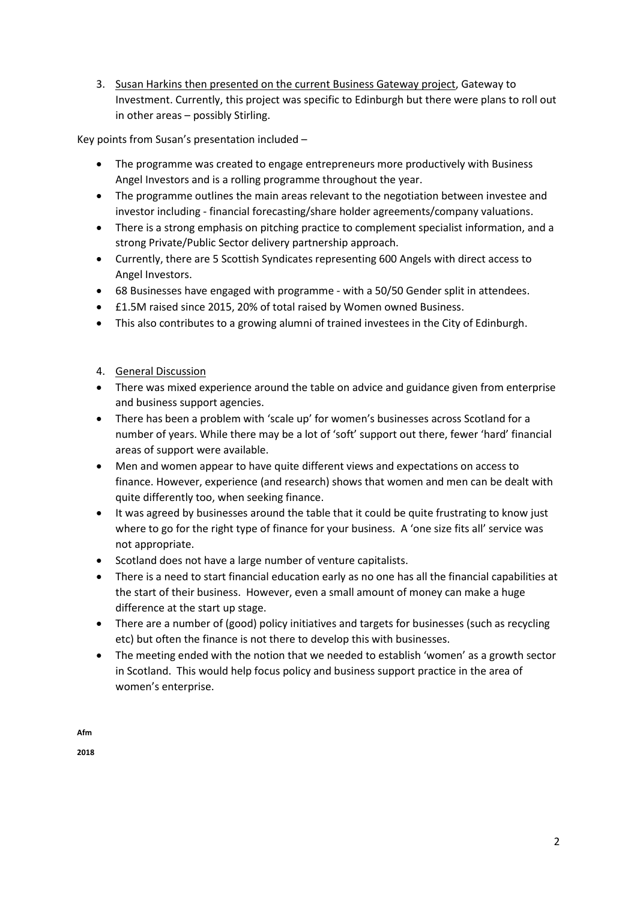3. <u>Susan Harkins then presented on the current Business Gateway project</u>, Gateway to Investment. Currently, this project was specific to Edinburgh but there were plans to roll out in other areas – possibly Stirling.

Key points from Susan's presentation included –

- The programme was created to engage entrepreneurs more productively with Business Angel Investors and is a rolling programme throughout the year.
- The programme outlines the main areas relevant to the negotiation between investee and investor including - financial forecasting/share holder agreements/company valuations.
- There is a strong emphasis on pitching practice to complement specialist information, and a strong Private/Public Sector delivery partnership approach.
- Currently, there are 5 Scottish Syndicates representing 600 Angels with direct access to Angel Investors.
- 68 Businesses have engaged with programme - with a 50/50 Gender split in attendees.
- £1.5M raised since 2015, 20% of total raised by Women owned Business.
- This also contributes to a growing alumni of trained investees in the City of Edinburgh.

4. <u>General Discussion</u>

- There was mixed experience around the table on advice and guidance given from enterprise and business support agencies.
- There has been a problem with 'scale up' for women's businesses across Scotland for a number of years. While there may be a lot of 'soft' support out there, fewer 'hard' financial areas of support were available.
- Men and women appear to have quite different views and expectations on access to finance. However, experience (and research) shows that women and men can be dealt with quite differently too, when seeking finance.
- It was agreed by businesses around the table that it could be quite frustrating to know just where to go for the right type of finance for your business. A 'one size fits all' service was not appropriate.
- Scotland does not have a large number of venture capitalists.
- There is a need to start financial education early as no one has all the financial capabilities at the start of their business. However, even a small amount of money can make a huge difference at the start up stage.
- There are a number of (good) policy initiatives and targets for businesses (such as recycling etc) but often the finance is not there to develop this with businesses.
- The meeting ended with the notion that we needed to establish 'women' as a growth sector in Scotland. This would help focus policy and business support practice in the area of women's enterprise.

**Afm**

**2018**